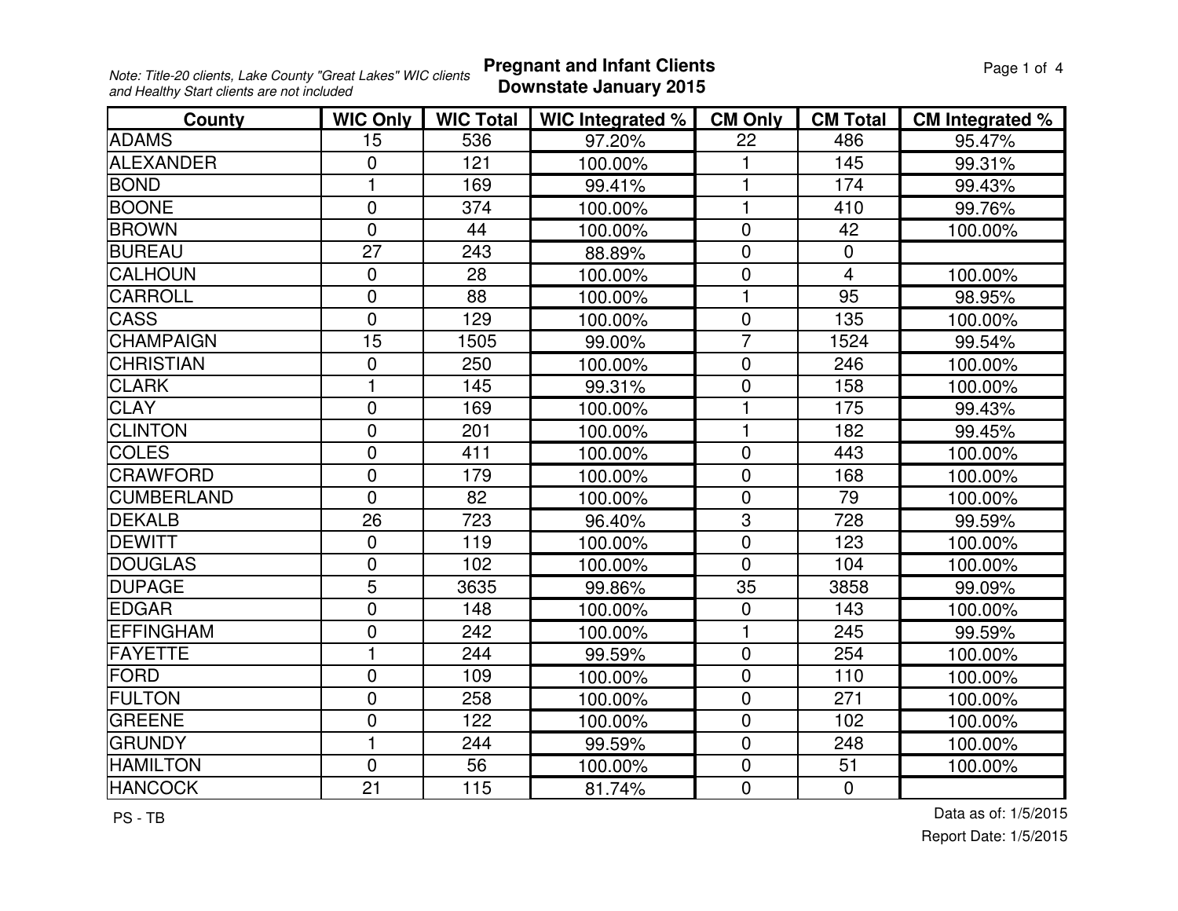*Note: Title-20 clients, Lake County "Great Lakes" WIC clients and Healthy Start clients are not included*

# Pregnant and Infant Clients
## Downstate January 2015

| County | WIC Only | WIC Total | WIC Integrated % | CM Only | CM Total | CM Integrated % |
|---|---|---|---|---|---|---|
| ADAMS | 15 | 536 | 97.20% | 22 | 486 | 95.47% |
| ALEXANDER | 0 | 121 | 100.00% | 1 | 145 | 99.31% |
| BOND | 1 | 169 | 99.41% | 1 | 174 | 99.43% |
| BOONE | 0 | 374 | 100.00% | 1 | 410 | 99.76% |
| BROWN | 0 | 44 | 100.00% | 0 | 42 | 100.00% |
| BUREAU | 27 | 243 | 88.89% | 0 | 0 | |
| CALHOUN | 0 | 28 | 100.00% | 0 | 4 | 100.00% |
| CARROLL | 0 | 88 | 100.00% | 1 | 95 | 98.95% |
| CASS | 0 | 129 | 100.00% | 0 | 135 | 100.00% |
| CHAMPAIGN | 15 | 1505 | 99.00% | 7 | 1524 | 99.54% |
| CHRISTIAN | 0 | 250 | 100.00% | 0 | 246 | 100.00% |
| CLARK | 1 | 145 | 99.31% | 0 | 158 | 100.00% |
| CLAY | 0 | 169 | 100.00% | 1 | 175 | 99.43% |
| CLINTON | 0 | 201 | 100.00% | 1 | 182 | 99.45% |
| COLES | 0 | 411 | 100.00% | 0 | 443 | 100.00% |
| CRAWFORD | 0 | 179 | 100.00% | 0 | 168 | 100.00% |
| CUMBERLAND | 0 | 82 | 100.00% | 0 | 79 | 100.00% |
| DEKALB | 26 | 723 | 96.40% | 3 | 728 | 99.59% |
| DEWITT | 0 | 119 | 100.00% | 0 | 123 | 100.00% |
| DOUGLAS | 0 | 102 | 100.00% | 0 | 104 | 100.00% |
| DUPAGE | 5 | 3635 | 99.86% | 35 | 3858 | 99.09% |
| EDGAR | 0 | 148 | 100.00% | 0 | 143 | 100.00% |
| EFFINGHAM | 0 | 242 | 100.00% | 1 | 245 | 99.59% |
| FAYETTE | 1 | 244 | 99.59% | 0 | 254 | 100.00% |
| FORD | 0 | 109 | 100.00% | 0 | 110 | 100.00% |
| FULTON | 0 | 258 | 100.00% | 0 | 271 | 100.00% |
| GREENE | 0 | 122 | 100.00% | 0 | 102 | 100.00% |
| GRUNDY | 1 | 244 | 99.59% | 0 | 248 | 100.00% |
| HAMILTON | 0 | 56 | 100.00% | 0 | 51 | 100.00% |
| HANCOCK | 21 | 115 | 81.74% | 0 | 0 | |

PS - TB

Data as of: 1/5/2015
Report Date: 1/5/2015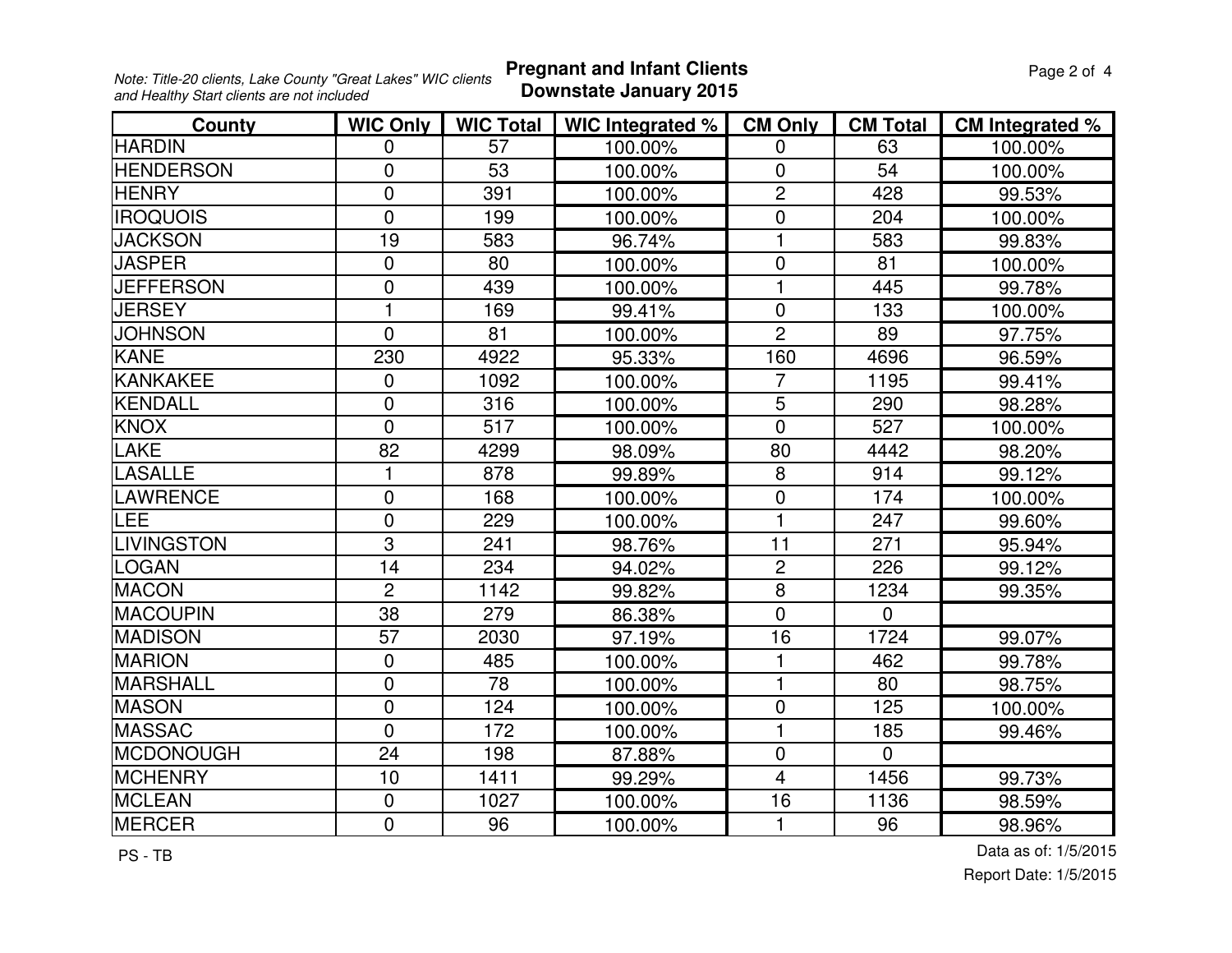*Note: Title-20 clients, Lake County "Great Lakes" WIC clients and Healthy Start clients are not included*

## Pregnant and Infant Clients
## Downstate January 2015

| County | WIC Only | WIC Total | WIC Integrated % | CM Only | CM Total | CM Integrated % |
|---|---|---|---|---|---|---|
| HARDIN | 0 | 57 | 100.00% | 0 | 63 | 100.00% |
| HENDERSON | 0 | 53 | 100.00% | 0 | 54 | 100.00% |
| HENRY | 0 | 391 | 100.00% | 2 | 428 | 99.53% |
| IROQUOIS | 0 | 199 | 100.00% | 0 | 204 | 100.00% |
| JACKSON | 19 | 583 | 96.74% | 1 | 583 | 99.83% |
| JASPER | 0 | 80 | 100.00% | 0 | 81 | 100.00% |
| JEFFERSON | 0 | 439 | 100.00% | 1 | 445 | 99.78% |
| JERSEY | 1 | 169 | 99.41% | 0 | 133 | 100.00% |
| JOHNSON | 0 | 81 | 100.00% | 2 | 89 | 97.75% |
| KANE | 230 | 4922 | 95.33% | 160 | 4696 | 96.59% |
| KANKAKEE | 0 | 1092 | 100.00% | 7 | 1195 | 99.41% |
| KENDALL | 0 | 316 | 100.00% | 5 | 290 | 98.28% |
| KNOX | 0 | 517 | 100.00% | 0 | 527 | 100.00% |
| LAKE | 82 | 4299 | 98.09% | 80 | 4442 | 98.20% |
| LASALLE | 1 | 878 | 99.89% | 8 | 914 | 99.12% |
| LAWRENCE | 0 | 168 | 100.00% | 0 | 174 | 100.00% |
| LEE | 0 | 229 | 100.00% | 1 | 247 | 99.60% |
| LIVINGSTON | 3 | 241 | 98.76% | 11 | 271 | 95.94% |
| LOGAN | 14 | 234 | 94.02% | 2 | 226 | 99.12% |
| MACON | 2 | 1142 | 99.82% | 8 | 1234 | 99.35% |
| MACOUPIN | 38 | 279 | 86.38% | 0 | 0 | |
| MADISON | 57 | 2030 | 97.19% | 16 | 1724 | 99.07% |
| MARION | 0 | 485 | 100.00% | 1 | 462 | 99.78% |
| MARSHALL | 0 | 78 | 100.00% | 1 | 80 | 98.75% |
| MASON | 0 | 124 | 100.00% | 0 | 125 | 100.00% |
| MASSAC | 0 | 172 | 100.00% | 1 | 185 | 99.46% |
| MCDONOUGH | 24 | 198 | 87.88% | 0 | 0 | |
| MCHENRY | 10 | 1411 | 99.29% | 4 | 1456 | 99.73% |
| MCLEAN | 0 | 1027 | 100.00% | 16 | 1136 | 98.59% |
| MERCER | 0 | 96 | 100.00% | 1 | 96 | 98.96% |

PS - TB

Data as of: 1/5/2015
Report Date: 1/5/2015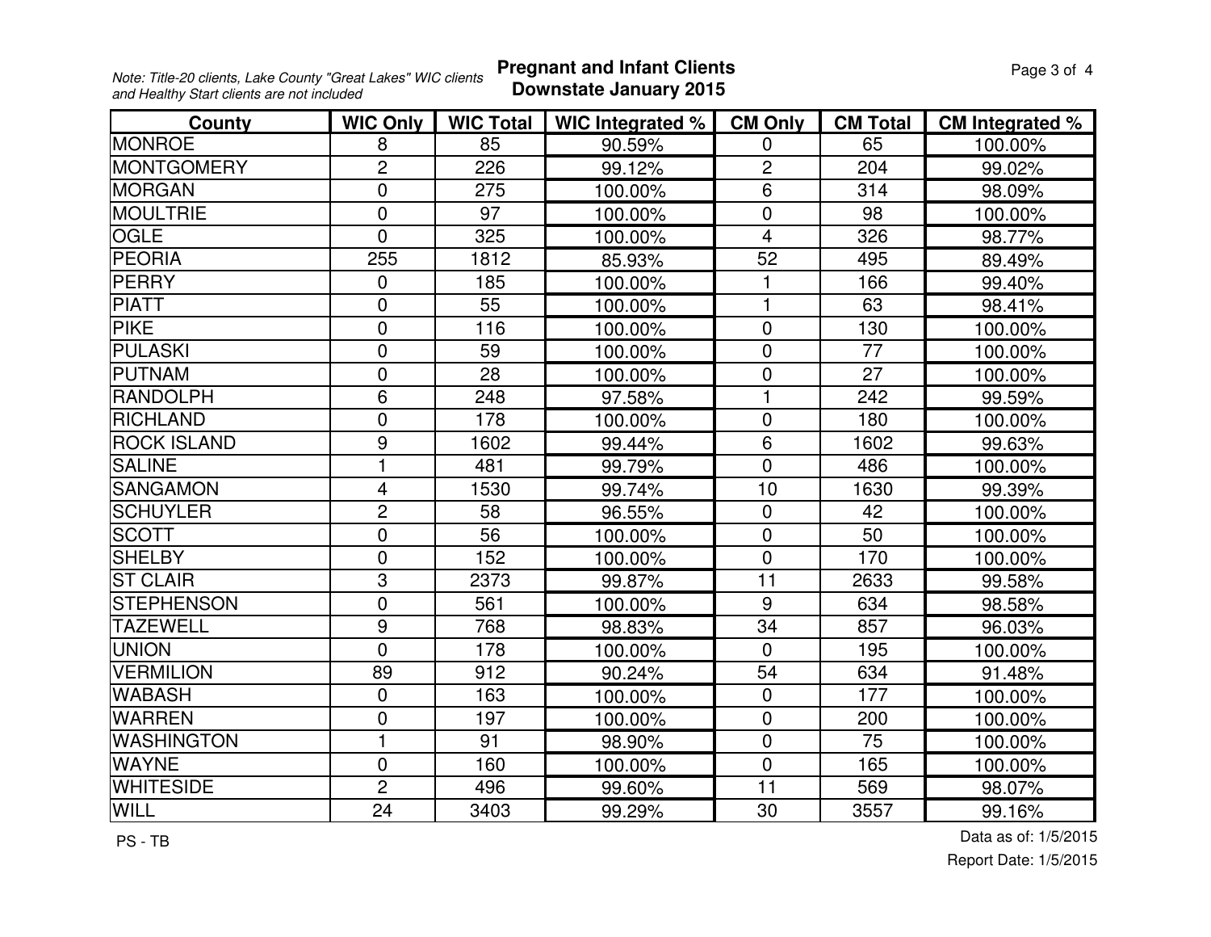*Note: Title-20 clients, Lake County "Great Lakes" WIC clients and Healthy Start clients are not included*

# Pregnant and Infant Clients
## Downstate January 2015

| County | WIC Only | WIC Total | WIC Integrated % | CM Only | CM Total | CM Integrated % |
|---|---|---|---|---|---|---|
| MONROE | 8 | 85 | 90.59% | 0 | 65 | 100.00% |
| MONTGOMERY | 2 | 226 | 99.12% | 2 | 204 | 99.02% |
| MORGAN | 0 | 275 | 100.00% | 6 | 314 | 98.09% |
| MOULTRIE | 0 | 97 | 100.00% | 0 | 98 | 100.00% |
| OGLE | 0 | 325 | 100.00% | 4 | 326 | 98.77% |
| PEORIA | 255 | 1812 | 85.93% | 52 | 495 | 89.49% |
| PERRY | 0 | 185 | 100.00% | 1 | 166 | 99.40% |
| PIATT | 0 | 55 | 100.00% | 1 | 63 | 98.41% |
| PIKE | 0 | 116 | 100.00% | 0 | 130 | 100.00% |
| PULASKI | 0 | 59 | 100.00% | 0 | 77 | 100.00% |
| PUTNAM | 0 | 28 | 100.00% | 0 | 27 | 100.00% |
| RANDOLPH | 6 | 248 | 97.58% | 1 | 242 | 99.59% |
| RICHLAND | 0 | 178 | 100.00% | 0 | 180 | 100.00% |
| ROCK ISLAND | 9 | 1602 | 99.44% | 6 | 1602 | 99.63% |
| SALINE | 1 | 481 | 99.79% | 0 | 486 | 100.00% |
| SANGAMON | 4 | 1530 | 99.74% | 10 | 1630 | 99.39% |
| SCHUYLER | 2 | 58 | 96.55% | 0 | 42 | 100.00% |
| SCOTT | 0 | 56 | 100.00% | 0 | 50 | 100.00% |
| SHELBY | 0 | 152 | 100.00% | 0 | 170 | 100.00% |
| ST CLAIR | 3 | 2373 | 99.87% | 11 | 2633 | 99.58% |
| STEPHENSON | 0 | 561 | 100.00% | 9 | 634 | 98.58% |
| TAZEWELL | 9 | 768 | 98.83% | 34 | 857 | 96.03% |
| UNION | 0 | 178 | 100.00% | 0 | 195 | 100.00% |
| VERMILION | 89 | 912 | 90.24% | 54 | 634 | 91.48% |
| WABASH | 0 | 163 | 100.00% | 0 | 177 | 100.00% |
| WARREN | 0 | 197 | 100.00% | 0 | 200 | 100.00% |
| WASHINGTON | 1 | 91 | 98.90% | 0 | 75 | 100.00% |
| WAYNE | 0 | 160 | 100.00% | 0 | 165 | 100.00% |
| WHITESIDE | 2 | 496 | 99.60% | 11 | 569 | 98.07% |
| WILL | 24 | 3403 | 99.29% | 30 | 3557 | 99.16% |

PS - TB

Data as of: 1/5/2015

Report Date: 1/5/2015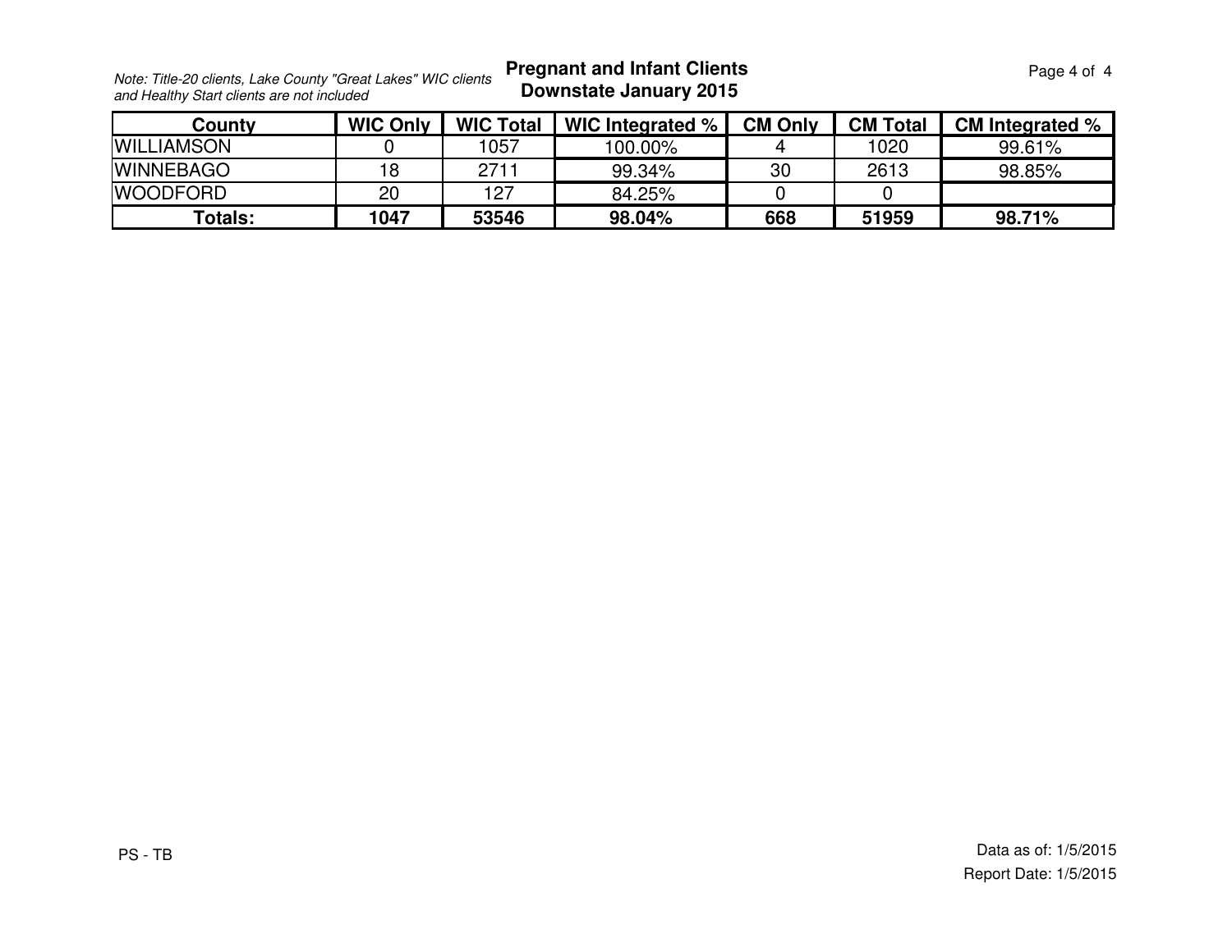*Note: Title-20 clients, Lake County "Great Lakes" WIC clients and Healthy Start clients are not included*

**Pregnant and Infant Clients**
**Downstate January 2015**

| County | WIC Only | WIC Total | WIC Integrated % | CM Only | CM Total | CM Integrated % |
|---|---|---|---|---|---|---|
| WILLIAMSON | 0 | 1057 | 100.00% | 4 | 1020 | 99.61% |
| WINNEBAGO | 18 | 2711 | 99.34% | 30 | 2613 | 98.85% |
| WOODFORD | 20 | 127 | 84.25% | 0 | 0 | |
| **Totals:** | **1047** | **53546** | **98.04%** | **668** | **51959** | **98.71%** |

PS - TB

Data as of: 1/5/2015
Report Date: 1/5/2015